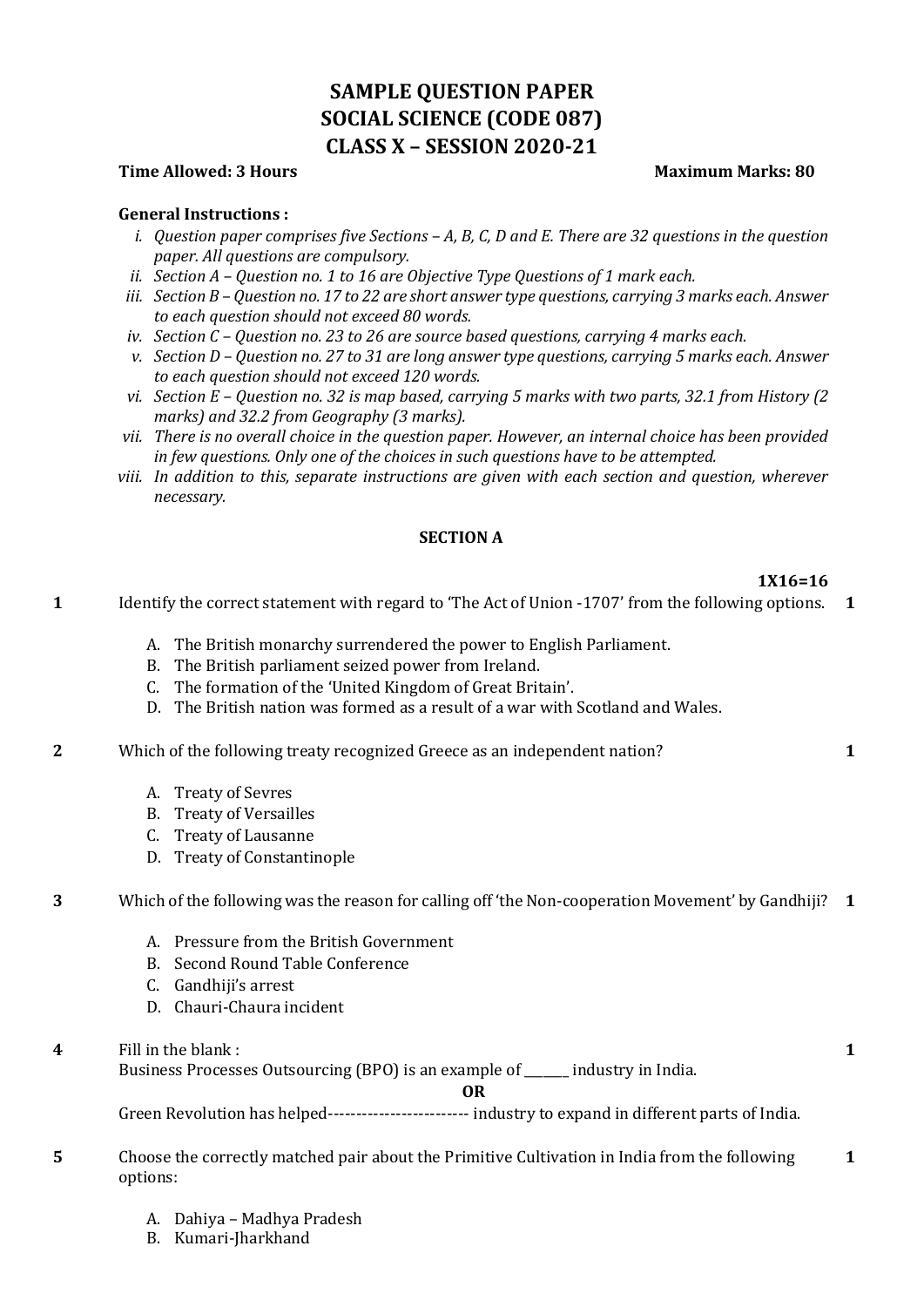# SAMPLE QUESTION PAPER
# SOCIAL SCIENCE (CODE 087)
# CLASS X – SESSION 2020-21

**Time Allowed: 3 Hours** **Maximum Marks: 80**

**General Instructions :**

i. *Question paper comprises five Sections – A, B, C, D and E. There are 32 questions in the question paper. All questions are compulsory.*
ii. *Section A – Question no. 1 to 16 are Objective Type Questions of 1 mark each.*
iii. *Section B – Question no. 17 to 22 are short answer type questions, carrying 3 marks each. Answer to each question should not exceed 80 words.*
iv. *Section C – Question no. 23 to 26 are source based questions, carrying 4 marks each.*
v. *Section D – Question no. 27 to 31 are long answer type questions, carrying 5 marks each. Answer to each question should not exceed 120 words.*
vi. *Section E – Question no. 32 is map based, carrying 5 marks with two parts, 32.1 from History (2 marks) and 32.2 from Geography (3 marks).*
vii. *There is no overall choice in the question paper. However, an internal choice has been provided in few questions. Only one of the choices in such questions have to be attempted.*
viii. *In addition to this, separate instructions are given with each section and question, wherever necessary.*

## SECTION A

**1X16=16**

**1** Identify the correct statement with regard to 'The Act of Union -1707' from the following options. **1**

A. The British monarchy surrendered the power to English Parliament.
B. The British parliament seized power from Ireland.
C. The formation of the 'United Kingdom of Great Britain'.
D. The British nation was formed as a result of a war with Scotland and Wales.

**2** Which of the following treaty recognized Greece as an independent nation? **1**

A. Treaty of Sevres
B. Treaty of Versailles
C. Treaty of Lausanne
D. Treaty of Constantinople

**3** Which of the following was the reason for calling off 'the Non-cooperation Movement' by Gandhiji? **1**

A. Pressure from the British Government
B. Second Round Table Conference
C. Gandhiji's arrest
D. Chauri-Chaura incident

**4** Fill in the blank : **1**

Business Processes Outsourcing (BPO) is an example of _______ industry in India.

**OR**

Green Revolution has helped------------------------ industry to expand in different parts of India.

**5** Choose the correctly matched pair about the Primitive Cultivation in India from the following options: **1**

A. Dahiya – Madhya Pradesh
B. Kumari-Jharkhand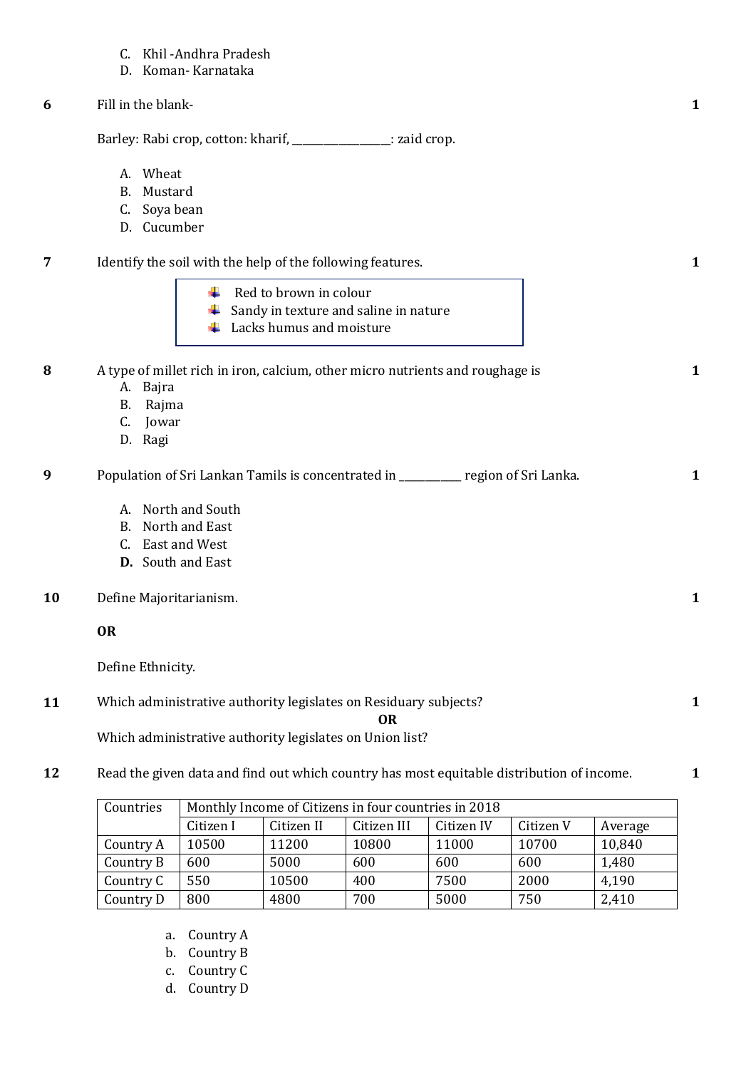C. Khil -Andhra Pradesh
D. Koman- Karnataka

**6** Fill in the blank- **1**

Barley: Rabi crop, cotton: kharif, ________________: zaid crop.

A. Wheat
B. Mustard
C. Soya bean
D. Cucumber

**7** Identify the soil with the help of the following features. **1**

- Red to brown in colour
- Sandy in texture and saline in nature
- Lacks humus and moisture

**8** A type of millet rich in iron, calcium, other micro nutrients and roughage is **1**

A. Bajra
B. Rajma
C. Jowar
D. Ragi

**9** Population of Sri Lankan Tamils is concentrated in ___________ region of Sri Lanka. **1**

A. North and South
B. North and East
C. East and West
**D.** South and East

**10** Define Majoritarianism. **1**

**OR**

Define Ethnicity.

**11** Which administrative authority legislates on Residuary subjects? **1**

**OR**

Which administrative authority legislates on Union list?

**12** Read the given data and find out which country has most equitable distribution of income. **1**

| Countries | Monthly Income of Citizens in four countries in 2018 | | | | | |
|---|---|---|---|---|---|---|
| | Citizen I | Citizen II | Citizen III | Citizen IV | Citizen V | Average |
| Country A | 10500 | 11200 | 10800 | 11000 | 10700 | 10,840 |
| Country B | 600 | 5000 | 600 | 600 | 600 | 1,480 |
| Country C | 550 | 10500 | 400 | 7500 | 2000 | 4,190 |
| Country D | 800 | 4800 | 700 | 5000 | 750 | 2,410 |

a. Country A
b. Country B
c. Country C
d. Country D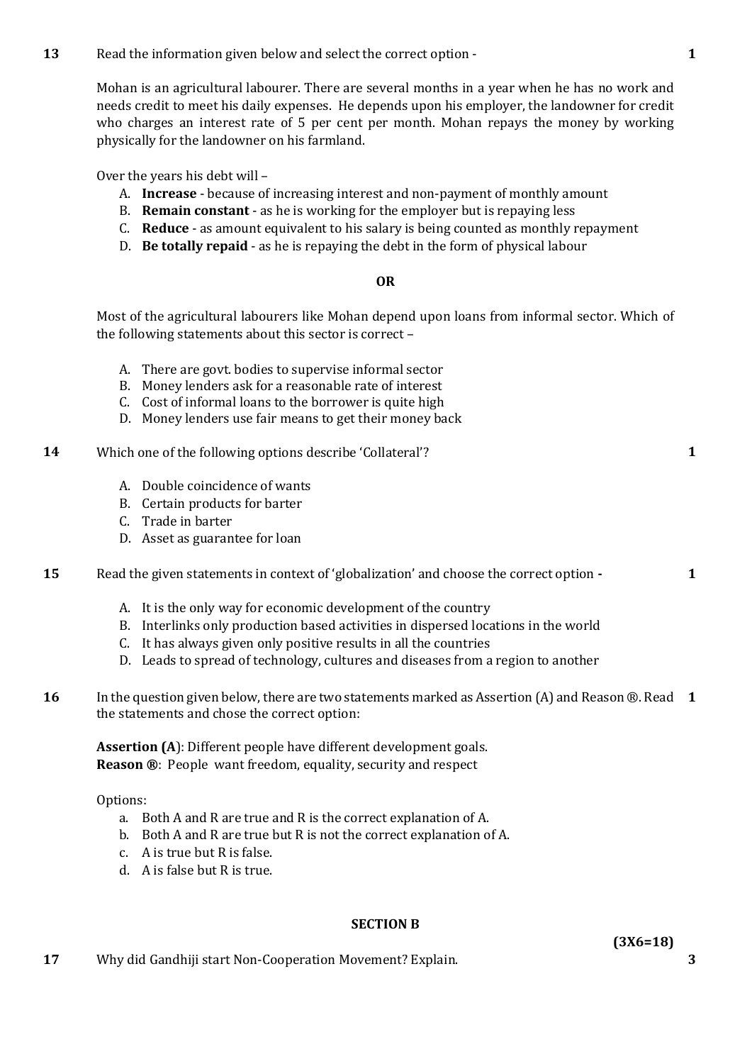**13** Read the information given below and select the correct option - **1**

Mohan is an agricultural labourer. There are several months in a year when he has no work and needs credit to meet his daily expenses. He depends upon his employer, the landowner for credit who charges an interest rate of 5 per cent per month. Mohan repays the money by working physically for the landowner on his farmland.

Over the years his debt will –

A. **Increase** - because of increasing interest and non-payment of monthly amount
B. **Remain constant** - as he is working for the employer but is repaying less
C. **Reduce** - as amount equivalent to his salary is being counted as monthly repayment
D. **Be totally repaid** - as he is repaying the debt in the form of physical labour

**OR**

Most of the agricultural labourers like Mohan depend upon loans from informal sector. Which of the following statements about this sector is correct –

A. There are govt. bodies to supervise informal sector
B. Money lenders ask for a reasonable rate of interest
C. Cost of informal loans to the borrower is quite high
D. Money lenders use fair means to get their money back

**14** Which one of the following options describe 'Collateral'? **1**

A. Double coincidence of wants
B. Certain products for barter
C. Trade in barter
D. Asset as guarantee for loan

**15** Read the given statements in context of 'globalization' and choose the correct option **-** **1**

A. It is the only way for economic development of the country
B. Interlinks only production based activities in dispersed locations in the world
C. It has always given only positive results in all the countries
D. Leads to spread of technology, cultures and diseases from a region to another

**16** In the question given below, there are two statements marked as Assertion (A) and Reason ®. Read the statements and chose the correct option: **1**

**Assertion (A)**: Different people have different development goals.
**Reason ®**: People want freedom, equality, security and respect

Options:

a. Both A and R are true and R is the correct explanation of A.
b. Both A and R are true but R is not the correct explanation of A.
c. A is true but R is false.
d. A is false but R is true.

## SECTION B

**(3X6=18)**

**17** Why did Gandhiji start Non-Cooperation Movement? Explain. **3**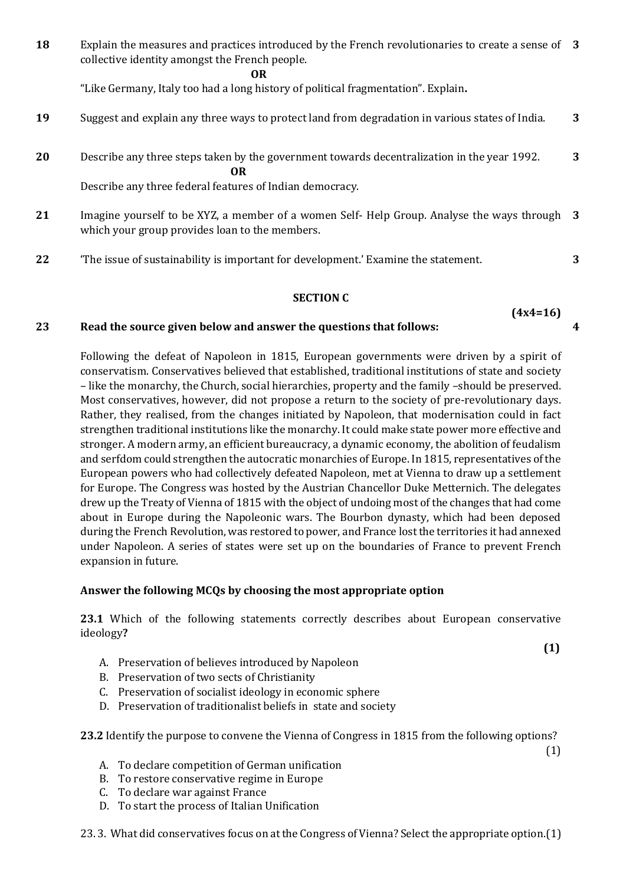**18** Explain the measures and practices introduced by the French revolutionaries to create a sense of collective identity amongst the French people. **3**

**OR**

"Like Germany, Italy too had a long history of political fragmentation". Explain**.**

**19** Suggest and explain any three ways to protect land from degradation in various states of India. **3**

**20** Describe any three steps taken by the government towards decentralization in the year 1992. **3**

**OR**

Describe any three federal features of Indian democracy.

**21** Imagine yourself to be XYZ, a member of a women Self- Help Group. Analyse the ways through which your group provides loan to the members. **3**

**22** 'The issue of sustainability is important for development.' Examine the statement. **3**

## SECTION C

**(4x4=16)**

**23 Read the source given below and answer the questions that follows:** **4**

Following the defeat of Napoleon in 1815, European governments were driven by a spirit of conservatism. Conservatives believed that established, traditional institutions of state and society – like the monarchy, the Church, social hierarchies, property and the family –should be preserved. Most conservatives, however, did not propose a return to the society of pre-revolutionary days. Rather, they realised, from the changes initiated by Napoleon, that modernisation could in fact strengthen traditional institutions like the monarchy. It could make state power more effective and stronger. A modern army, an efficient bureaucracy, a dynamic economy, the abolition of feudalism and serfdom could strengthen the autocratic monarchies of Europe. In 1815, representatives of the European powers who had collectively defeated Napoleon, met at Vienna to draw up a settlement for Europe. The Congress was hosted by the Austrian Chancellor Duke Metternich. The delegates drew up the Treaty of Vienna of 1815 with the object of undoing most of the changes that had come about in Europe during the Napoleonic wars. The Bourbon dynasty, which had been deposed during the French Revolution, was restored to power, and France lost the territories it had annexed under Napoleon. A series of states were set up on the boundaries of France to prevent French expansion in future.

**Answer the following MCQs by choosing the most appropriate option**

**23.1** Which of the following statements correctly describes about European conservative ideology**?** **(1)**

A. Preservation of believes introduced by Napoleon
B. Preservation of two sects of Christianity
C. Preservation of socialist ideology in economic sphere
D. Preservation of traditionalist beliefs in state and society

**23.2** Identify the purpose to convene the Vienna of Congress in 1815 from the following options? (1)

A. To declare competition of German unification
B. To restore conservative regime in Europe
C. To declare war against France
D. To start the process of Italian Unification

23. 3. What did conservatives focus on at the Congress of Vienna? Select the appropriate option.(1)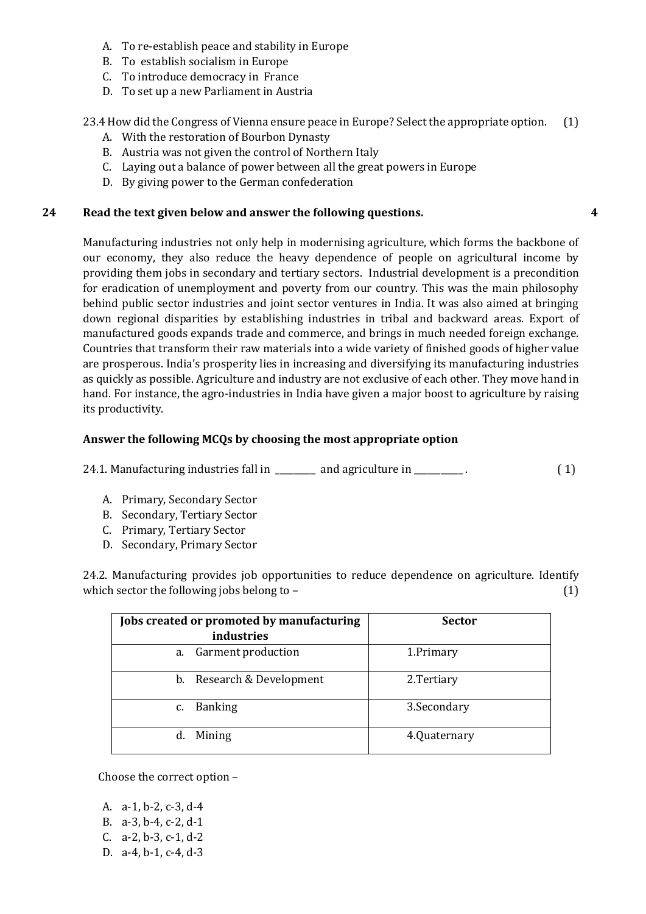A. To re-establish peace and stability in Europe
B. To establish socialism in Europe
C. To introduce democracy in France
D. To set up a new Parliament in Austria

23.4 How did the Congress of Vienna ensure peace in Europe? Select the appropriate option. (1)

A. With the restoration of Bourbon Dynasty
B. Austria was not given the control of Northern Italy
C. Laying out a balance of power between all the great powers in Europe
D. By giving power to the German confederation

**24 Read the text given below and answer the following questions. 4**

Manufacturing industries not only help in modernising agriculture, which forms the backbone of our economy, they also reduce the heavy dependence of people on agricultural income by providing them jobs in secondary and tertiary sectors. Industrial development is a precondition for eradication of unemployment and poverty from our country. This was the main philosophy behind public sector industries and joint sector ventures in India. It was also aimed at bringing down regional disparities by establishing industries in tribal and backward areas. Export of manufactured goods expands trade and commerce, and brings in much needed foreign exchange. Countries that transform their raw materials into a wide variety of finished goods of higher value are prosperous. India's prosperity lies in increasing and diversifying its manufacturing industries as quickly as possible. Agriculture and industry are not exclusive of each other. They move hand in hand. For instance, the agro-industries in India have given a major boost to agriculture by raising its productivity.

**Answer the following MCQs by choosing the most appropriate option**

24.1. Manufacturing industries fall in _________ and agriculture in __________ . (1)

A. Primary, Secondary Sector
B. Secondary, Tertiary Sector
C. Primary, Tertiary Sector
D. Secondary, Primary Sector

24.2. Manufacturing provides job opportunities to reduce dependence on agriculture. Identify which sector the following jobs belong to – (1)

| Jobs created or promoted by manufacturing industries | Sector |
|---|---|
| a. Garment production | 1.Primary |
| b. Research & Development | 2.Tertiary |
| c. Banking | 3.Secondary |
| d. Mining | 4.Quaternary |

Choose the correct option –

A. a-1, b-2, c-3, d-4
B. a-3, b-4, c-2, d-1
C. a-2, b-3, c-1, d-2
D. a-4, b-1, c-4, d-3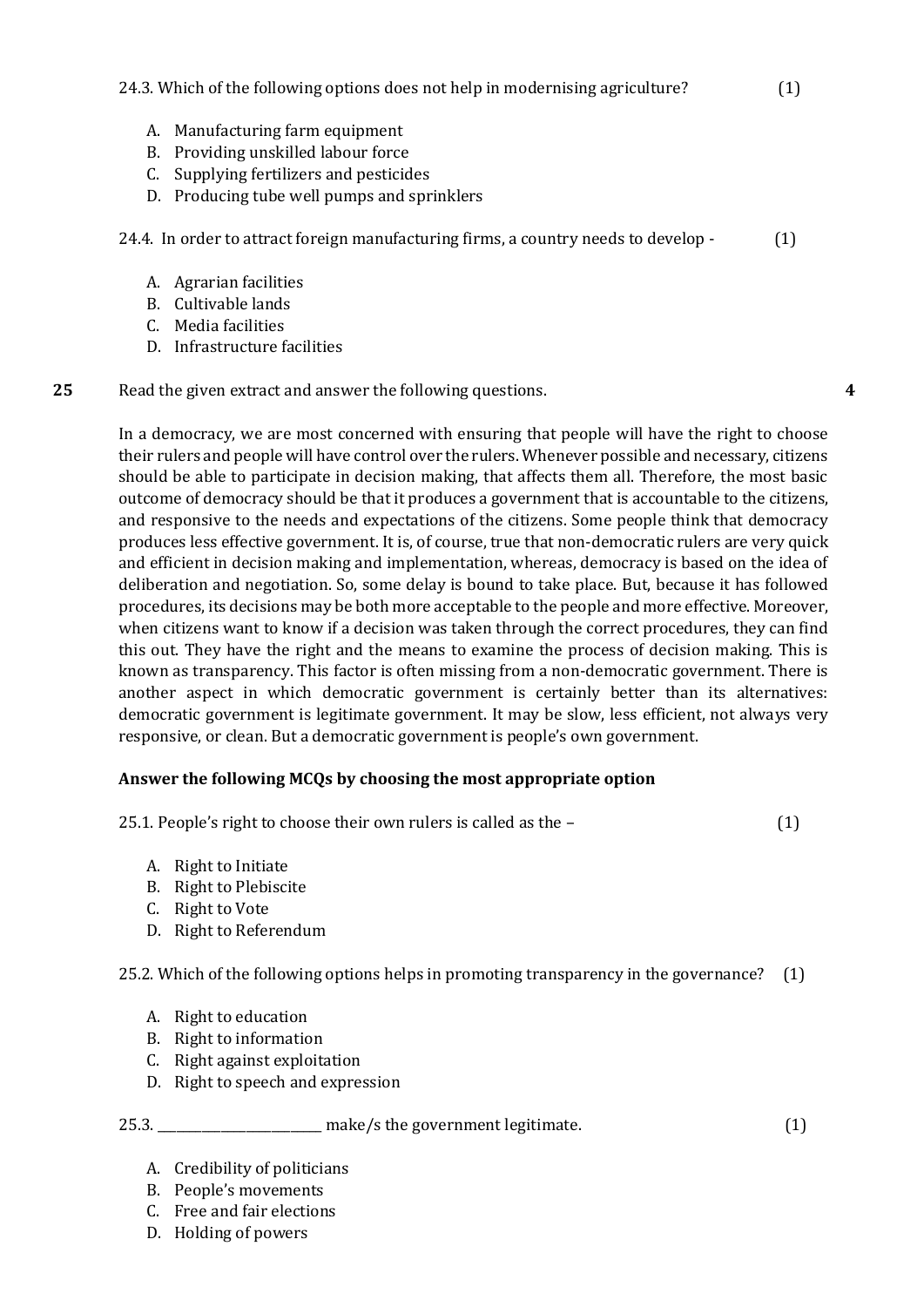24.3. Which of the following options does not help in modernising agriculture? (1)

A. Manufacturing farm equipment
B. Providing unskilled labour force
C. Supplying fertilizers and pesticides
D. Producing tube well pumps and sprinklers

24.4. In order to attract foreign manufacturing firms, a country needs to develop - (1)

A. Agrarian facilities
B. Cultivable lands
C. Media facilities
D. Infrastructure facilities

**25** Read the given extract and answer the following questions. **4**

In a democracy, we are most concerned with ensuring that people will have the right to choose their rulers and people will have control over the rulers. Whenever possible and necessary, citizens should be able to participate in decision making, that affects them all. Therefore, the most basic outcome of democracy should be that it produces a government that is accountable to the citizens, and responsive to the needs and expectations of the citizens. Some people think that democracy produces less effective government. It is, of course, true that non-democratic rulers are very quick and efficient in decision making and implementation, whereas, democracy is based on the idea of deliberation and negotiation. So, some delay is bound to take place. But, because it has followed procedures, its decisions may be both more acceptable to the people and more effective. Moreover, when citizens want to know if a decision was taken through the correct procedures, they can find this out. They have the right and the means to examine the process of decision making. This is known as transparency. This factor is often missing from a non-democratic government. There is another aspect in which democratic government is certainly better than its alternatives: democratic government is legitimate government. It may be slow, less efficient, not always very responsive, or clean. But a democratic government is people's own government.

**Answer the following MCQs by choosing the most appropriate option**

25.1. People's right to choose their own rulers is called as the – (1)

A. Right to Initiate
B. Right to Plebiscite
C. Right to Vote
D. Right to Referendum

25.2. Which of the following options helps in promoting transparency in the governance? (1)

A. Right to education
B. Right to information
C. Right against exploitation
D. Right to speech and expression

25.3. ________________________ make/s the government legitimate. (1)

A. Credibility of politicians
B. People's movements
C. Free and fair elections
D. Holding of powers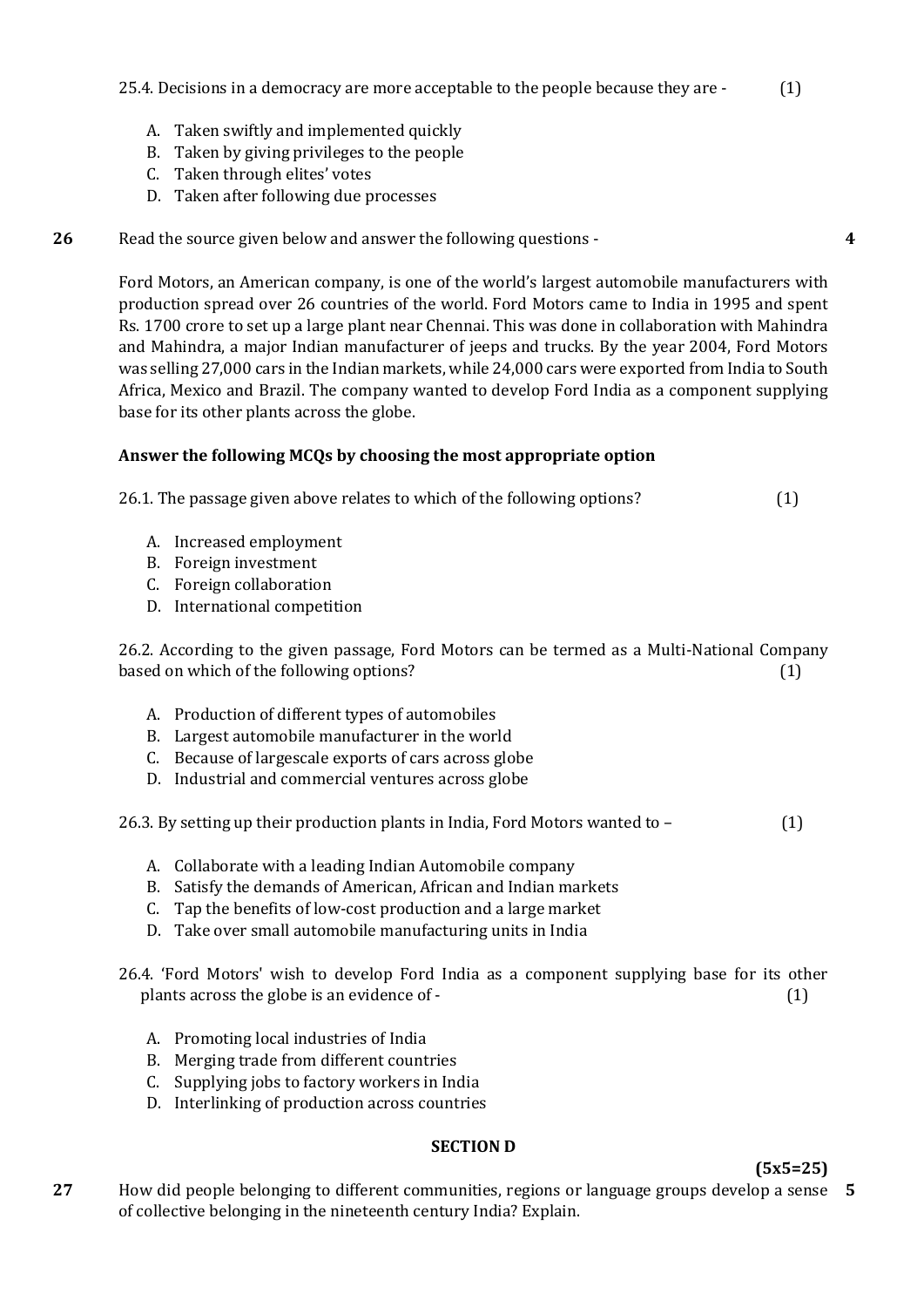25.4. Decisions in a democracy are more acceptable to the people because they are - (1)

A. Taken swiftly and implemented quickly
B. Taken by giving privileges to the people
C. Taken through elites' votes
D. Taken after following due processes

**26** Read the source given below and answer the following questions - **4**

Ford Motors, an American company, is one of the world's largest automobile manufacturers with production spread over 26 countries of the world. Ford Motors came to India in 1995 and spent Rs. 1700 crore to set up a large plant near Chennai. This was done in collaboration with Mahindra and Mahindra, a major Indian manufacturer of jeeps and trucks. By the year 2004, Ford Motors was selling 27,000 cars in the Indian markets, while 24,000 cars were exported from India to South Africa, Mexico and Brazil. The company wanted to develop Ford India as a component supplying base for its other plants across the globe.

**Answer the following MCQs by choosing the most appropriate option**

26.1. The passage given above relates to which of the following options? (1)

A. Increased employment
B. Foreign investment
C. Foreign collaboration
D. International competition

26.2. According to the given passage, Ford Motors can be termed as a Multi-National Company based on which of the following options? (1)

A. Production of different types of automobiles
B. Largest automobile manufacturer in the world
C. Because of largescale exports of cars across globe
D. Industrial and commercial ventures across globe

26.3. By setting up their production plants in India, Ford Motors wanted to – (1)

A. Collaborate with a leading Indian Automobile company
B. Satisfy the demands of American, African and Indian markets
C. Tap the benefits of low-cost production and a large market
D. Take over small automobile manufacturing units in India

26.4. 'Ford Motors' wish to develop Ford India as a component supplying base for its other plants across the globe is an evidence of - (1)

A. Promoting local industries of India
B. Merging trade from different countries
C. Supplying jobs to factory workers in India
D. Interlinking of production across countries

## SECTION D

**(5x5=25)**

**27** How did people belonging to different communities, regions or language groups develop a sense of collective belonging in the nineteenth century India? Explain. **5**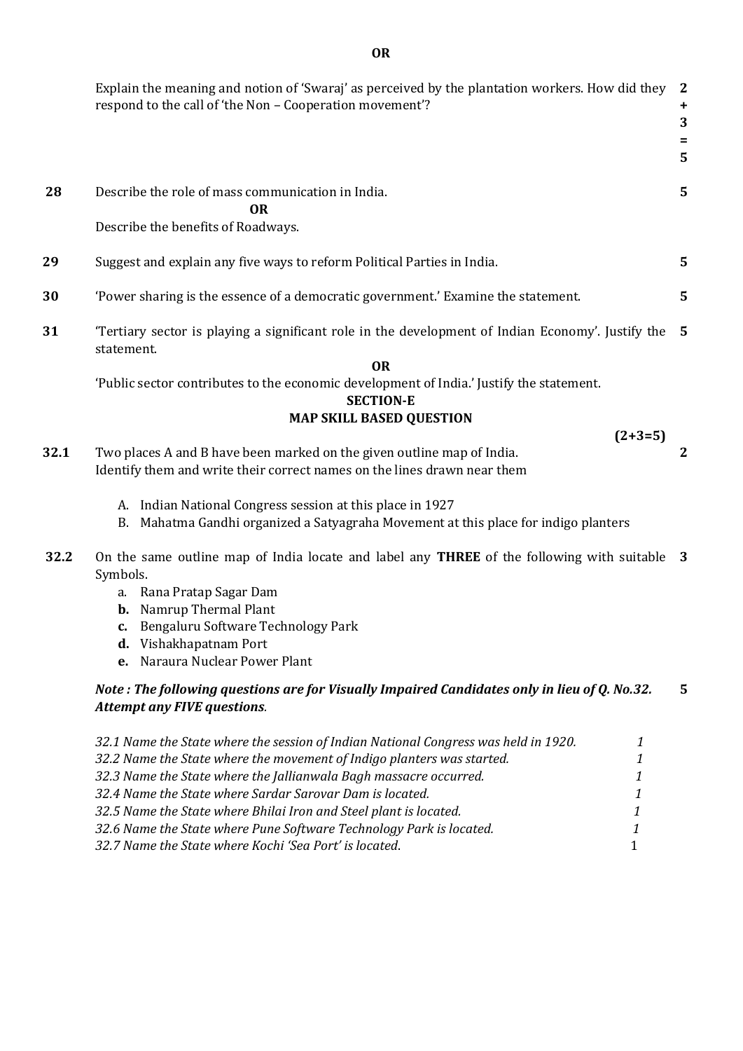**OR**

Explain the meaning and notion of 'Swaraj' as perceived by the plantation workers. How did they respond to the call of 'the Non – Cooperation movement'? **2 + 3 = 5**

**28** Describe the role of mass communication in India. **5**

**OR**

Describe the benefits of Roadways.

**29** Suggest and explain any five ways to reform Political Parties in India. **5**

**30** 'Power sharing is the essence of a democratic government.' Examine the statement. **5**

**31** 'Tertiary sector is playing a significant role in the development of Indian Economy'. Justify the statement. **5**

**OR**

'Public sector contributes to the economic development of India.' Justify the statement.

## SECTION-E

## MAP SKILL BASED QUESTION

**(2+3=5)**

**32.1** Two places A and B have been marked on the given outline map of India. Identify them and write their correct names on the lines drawn near them **2**

A. Indian National Congress session at this place in 1927
B. Mahatma Gandhi organized a Satyagraha Movement at this place for indigo planters

**32.2** On the same outline map of India locate and label any **THREE** of the following with suitable Symbols. **3**

a. Rana Pratap Sagar Dam
**b.** Namrup Thermal Plant
**c.** Bengaluru Software Technology Park
**d.** Vishakhapatnam Port
**e.** Naraura Nuclear Power Plant

***Note : The following questions are for Visually Impaired Candidates only in lieu of Q. No.32. Attempt any FIVE questions*.** **5**

| | |
|---|---|
| *32.1 Name the State where the session of Indian National Congress was held in 1920.* | *1* |
| *32.2 Name the State where the movement of Indigo planters was started.* | *1* |
| *32.3 Name the State where the Jallianwala Bagh massacre occurred.* | *1* |
| *32.4 Name the State where Sardar Sarovar Dam is located.* | *1* |
| *32.5 Name the State where Bhilai Iron and Steel plant is located.* | *1* |
| *32.6 Name the State where Pune Software Technology Park is located.* | *1* |
| *32.7 Name the State where Kochi 'Sea Port' is located.* | 1 |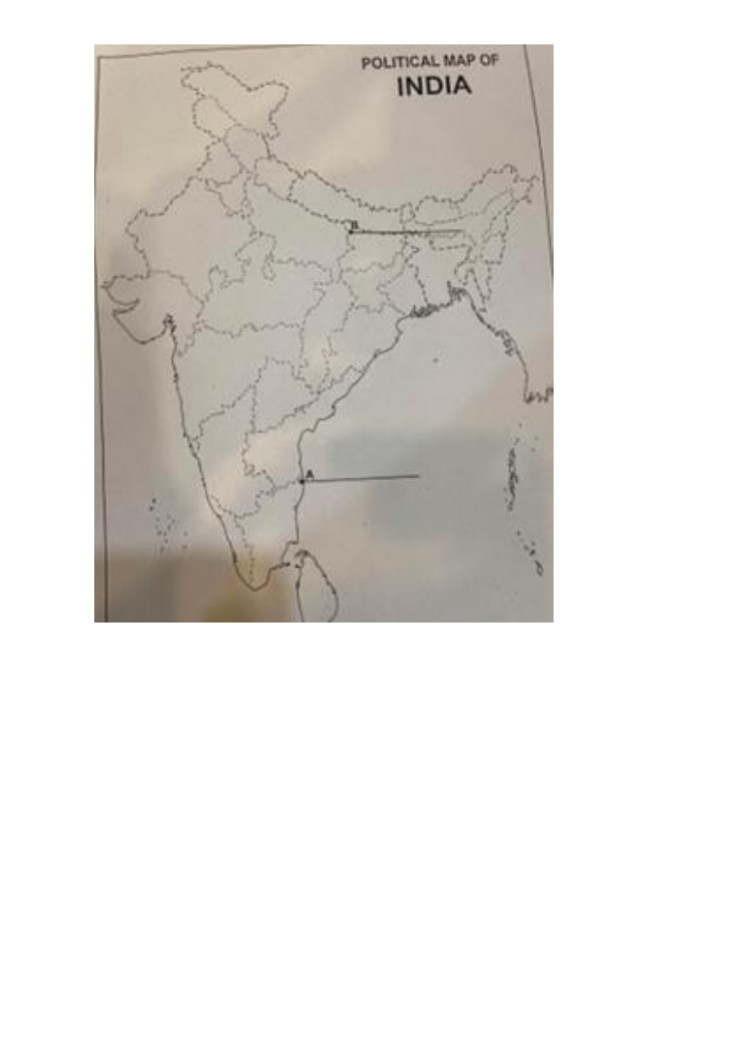POLITICAL MAP OF

# INDIA

B

A